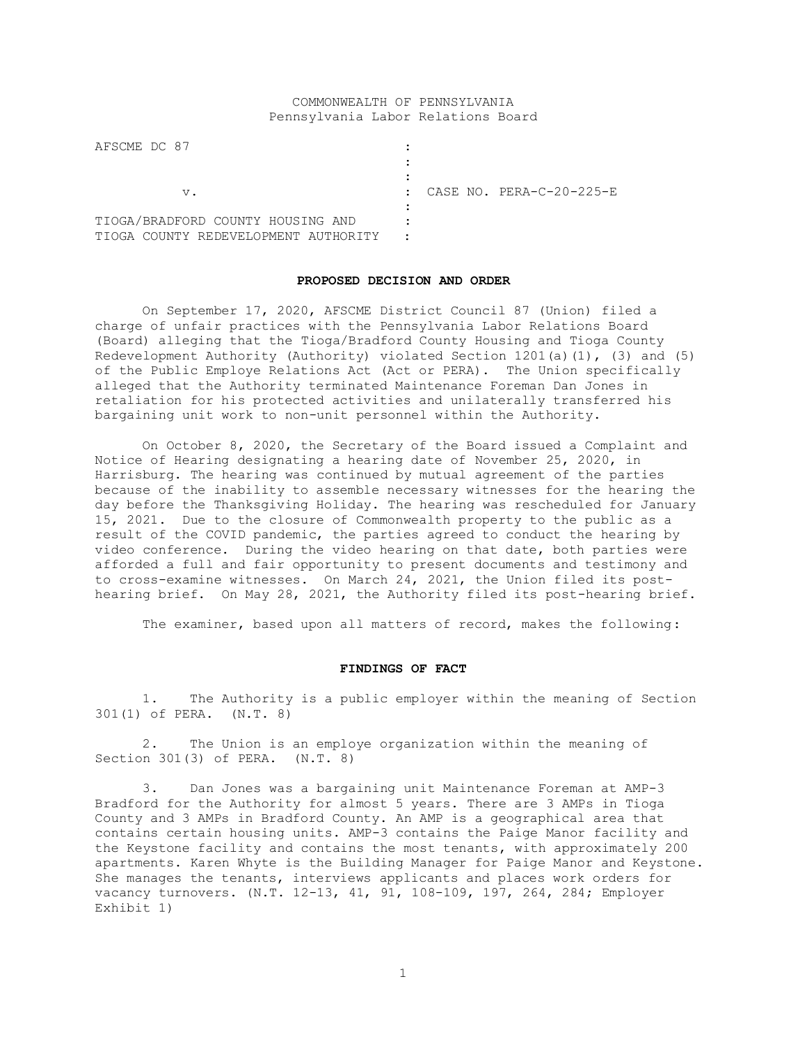COMMONWEALTH OF PENNSYLVANIA
Pennsylvania Labor Relations Board

| | |
|---|---|
| AFSCME DC 87 | : |
| | : |
| | : |
| v. | : CASE NO. PERA-C-20-225-E |
| | : |
| TIOGA/BRADFORD COUNTY HOUSING AND | : |
| TIOGA COUNTY REDEVELOPMENT AUTHORITY | : |

## PROPOSED DECISION AND ORDER

On September 17, 2020, AFSCME District Council 87 (Union) filed a charge of unfair practices with the Pennsylvania Labor Relations Board (Board) alleging that the Tioga/Bradford County Housing and Tioga County Redevelopment Authority (Authority) violated Section 1201(a)(1), (3) and (5) of the Public Employe Relations Act (Act or PERA). The Union specifically alleged that the Authority terminated Maintenance Foreman Dan Jones in retaliation for his protected activities and unilaterally transferred his bargaining unit work to non-unit personnel within the Authority.

On October 8, 2020, the Secretary of the Board issued a Complaint and Notice of Hearing designating a hearing date of November 25, 2020, in Harrisburg. The hearing was continued by mutual agreement of the parties because of the inability to assemble necessary witnesses for the hearing the day before the Thanksgiving Holiday. The hearing was rescheduled for January 15, 2021. Due to the closure of Commonwealth property to the public as a result of the COVID pandemic, the parties agreed to conduct the hearing by video conference. During the video hearing on that date, both parties were afforded a full and fair opportunity to present documents and testimony and to cross-examine witnesses. On March 24, 2021, the Union filed its post-hearing brief. On May 28, 2021, the Authority filed its post-hearing brief.

The examiner, based upon all matters of record, makes the following:

## FINDINGS OF FACT

1. The Authority is a public employer within the meaning of Section 301(1) of PERA. (N.T. 8)

2. The Union is an employe organization within the meaning of Section 301(3) of PERA. (N.T. 8)

3. Dan Jones was a bargaining unit Maintenance Foreman at AMP-3 Bradford for the Authority for almost 5 years. There are 3 AMPs in Tioga County and 3 AMPs in Bradford County. An AMP is a geographical area that contains certain housing units. AMP-3 contains the Paige Manor facility and the Keystone facility and contains the most tenants, with approximately 200 apartments. Karen Whyte is the Building Manager for Paige Manor and Keystone. She manages the tenants, interviews applicants and places work orders for vacancy turnovers. (N.T. 12-13, 41, 91, 108-109, 197, 264, 284; Employer Exhibit 1)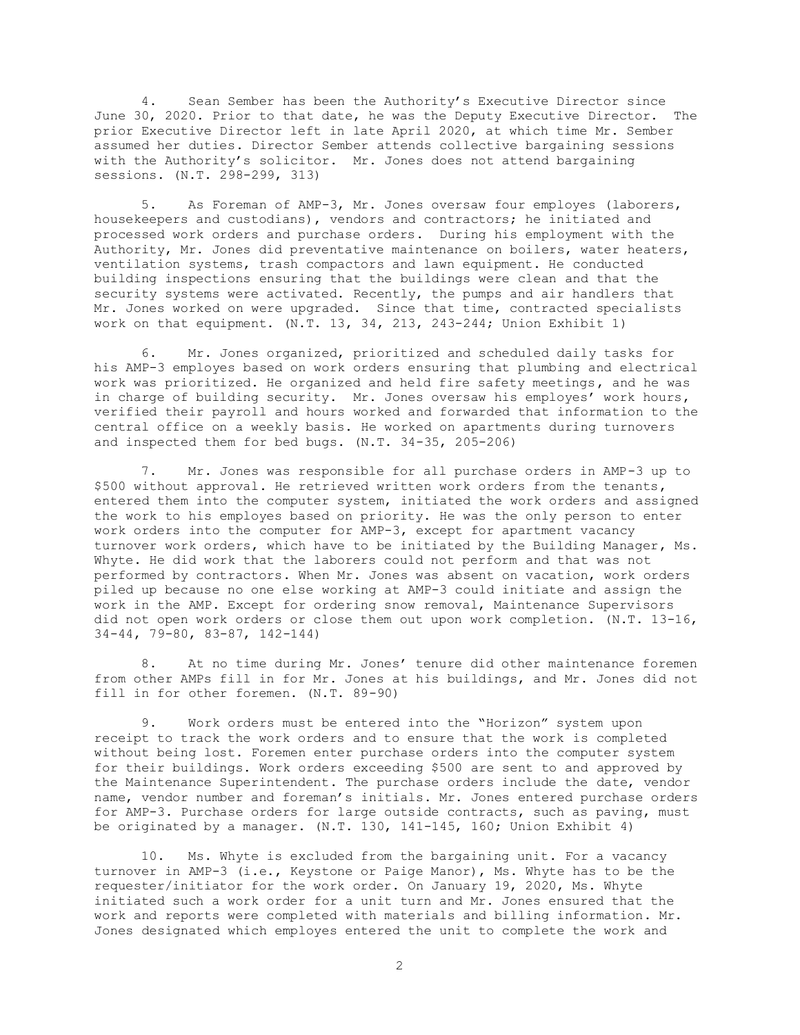4. Sean Sember has been the Authority's Executive Director since June 30, 2020. Prior to that date, he was the Deputy Executive Director. The prior Executive Director left in late April 2020, at which time Mr. Sember assumed her duties. Director Sember attends collective bargaining sessions with the Authority's solicitor. Mr. Jones does not attend bargaining sessions. (N.T. 298-299, 313)

5. As Foreman of AMP-3, Mr. Jones oversaw four employes (laborers, housekeepers and custodians), vendors and contractors; he initiated and processed work orders and purchase orders. During his employment with the Authority, Mr. Jones did preventative maintenance on boilers, water heaters, ventilation systems, trash compactors and lawn equipment. He conducted building inspections ensuring that the buildings were clean and that the security systems were activated. Recently, the pumps and air handlers that Mr. Jones worked on were upgraded. Since that time, contracted specialists work on that equipment. (N.T. 13, 34, 213, 243-244; Union Exhibit 1)

6. Mr. Jones organized, prioritized and scheduled daily tasks for his AMP-3 employes based on work orders ensuring that plumbing and electrical work was prioritized. He organized and held fire safety meetings, and he was in charge of building security. Mr. Jones oversaw his employes' work hours, verified their payroll and hours worked and forwarded that information to the central office on a weekly basis. He worked on apartments during turnovers and inspected them for bed bugs. (N.T. 34-35, 205-206)

7. Mr. Jones was responsible for all purchase orders in AMP-3 up to $500 without approval. He retrieved written work orders from the tenants, entered them into the computer system, initiated the work orders and assigned the work to his employes based on priority. He was the only person to enter work orders into the computer for AMP-3, except for apartment vacancy turnover work orders, which have to be initiated by the Building Manager, Ms. Whyte. He did work that the laborers could not perform and that was not performed by contractors. When Mr. Jones was absent on vacation, work orders piled up because no one else working at AMP-3 could initiate and assign the work in the AMP. Except for ordering snow removal, Maintenance Supervisors did not open work orders or close them out upon work completion. (N.T. 13-16, 34-44, 79-80, 83-87, 142-144)

8. At no time during Mr. Jones' tenure did other maintenance foremen from other AMPs fill in for Mr. Jones at his buildings, and Mr. Jones did not fill in for other foremen. (N.T. 89-90)

9. Work orders must be entered into the "Horizon" system upon receipt to track the work orders and to ensure that the work is completed without being lost. Foremen enter purchase orders into the computer system for their buildings. Work orders exceeding $500 are sent to and approved by the Maintenance Superintendent. The purchase orders include the date, vendor name, vendor number and foreman's initials. Mr. Jones entered purchase orders for AMP-3. Purchase orders for large outside contracts, such as paving, must be originated by a manager. (N.T. 130, 141-145, 160; Union Exhibit 4)

10. Ms. Whyte is excluded from the bargaining unit. For a vacancy turnover in AMP-3 (i.e., Keystone or Paige Manor), Ms. Whyte has to be the requester/initiator for the work order. On January 19, 2020, Ms. Whyte initiated such a work order for a unit turn and Mr. Jones ensured that the work and reports were completed with materials and billing information. Mr. Jones designated which employes entered the unit to complete the work and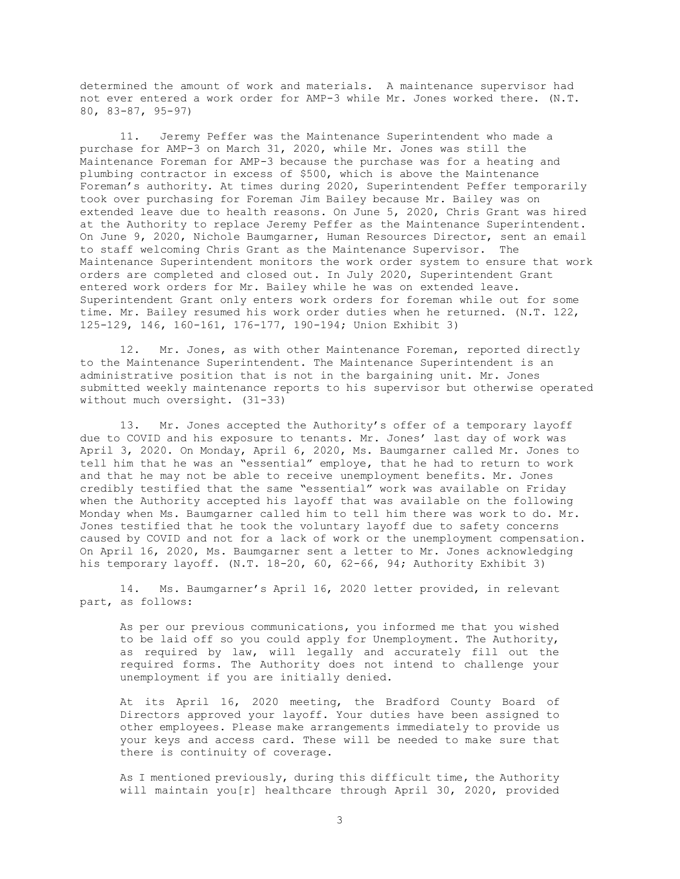determined the amount of work and materials. A maintenance supervisor had not ever entered a work order for AMP-3 while Mr. Jones worked there. (N.T. 80, 83-87, 95-97)

11. Jeremy Peffer was the Maintenance Superintendent who made a purchase for AMP-3 on March 31, 2020, while Mr. Jones was still the Maintenance Foreman for AMP-3 because the purchase was for a heating and plumbing contractor in excess of $500, which is above the Maintenance Foreman's authority. At times during 2020, Superintendent Peffer temporarily took over purchasing for Foreman Jim Bailey because Mr. Bailey was on extended leave due to health reasons. On June 5, 2020, Chris Grant was hired at the Authority to replace Jeremy Peffer as the Maintenance Superintendent. On June 9, 2020, Nichole Baumgarner, Human Resources Director, sent an email to staff welcoming Chris Grant as the Maintenance Supervisor. The Maintenance Superintendent monitors the work order system to ensure that work orders are completed and closed out. In July 2020, Superintendent Grant entered work orders for Mr. Bailey while he was on extended leave. Superintendent Grant only enters work orders for foreman while out for some time. Mr. Bailey resumed his work order duties when he returned. (N.T. 122, 125-129, 146, 160-161, 176-177, 190-194; Union Exhibit 3)

12. Mr. Jones, as with other Maintenance Foreman, reported directly to the Maintenance Superintendent. The Maintenance Superintendent is an administrative position that is not in the bargaining unit. Mr. Jones submitted weekly maintenance reports to his supervisor but otherwise operated without much oversight. (31-33)

13. Mr. Jones accepted the Authority's offer of a temporary layoff due to COVID and his exposure to tenants. Mr. Jones' last day of work was April 3, 2020. On Monday, April 6, 2020, Ms. Baumgarner called Mr. Jones to tell him that he was an "essential" employe, that he had to return to work and that he may not be able to receive unemployment benefits. Mr. Jones credibly testified that the same "essential" work was available on Friday when the Authority accepted his layoff that was available on the following Monday when Ms. Baumgarner called him to tell him there was work to do. Mr. Jones testified that he took the voluntary layoff due to safety concerns caused by COVID and not for a lack of work or the unemployment compensation. On April 16, 2020, Ms. Baumgarner sent a letter to Mr. Jones acknowledging his temporary layoff. (N.T. 18-20, 60, 62-66, 94; Authority Exhibit 3)

14. Ms. Baumgarner's April 16, 2020 letter provided, in relevant part, as follows:

> As per our previous communications, you informed me that you wished to be laid off so you could apply for Unemployment. The Authority, as required by law, will legally and accurately fill out the required forms. The Authority does not intend to challenge your unemployment if you are initially denied.
>
> At its April 16, 2020 meeting, the Bradford County Board of Directors approved your layoff. Your duties have been assigned to other employees. Please make arrangements immediately to provide us your keys and access card. These will be needed to make sure that there is continuity of coverage.
>
> As I mentioned previously, during this difficult time, the Authority will maintain you[r] healthcare through April 30, 2020, provided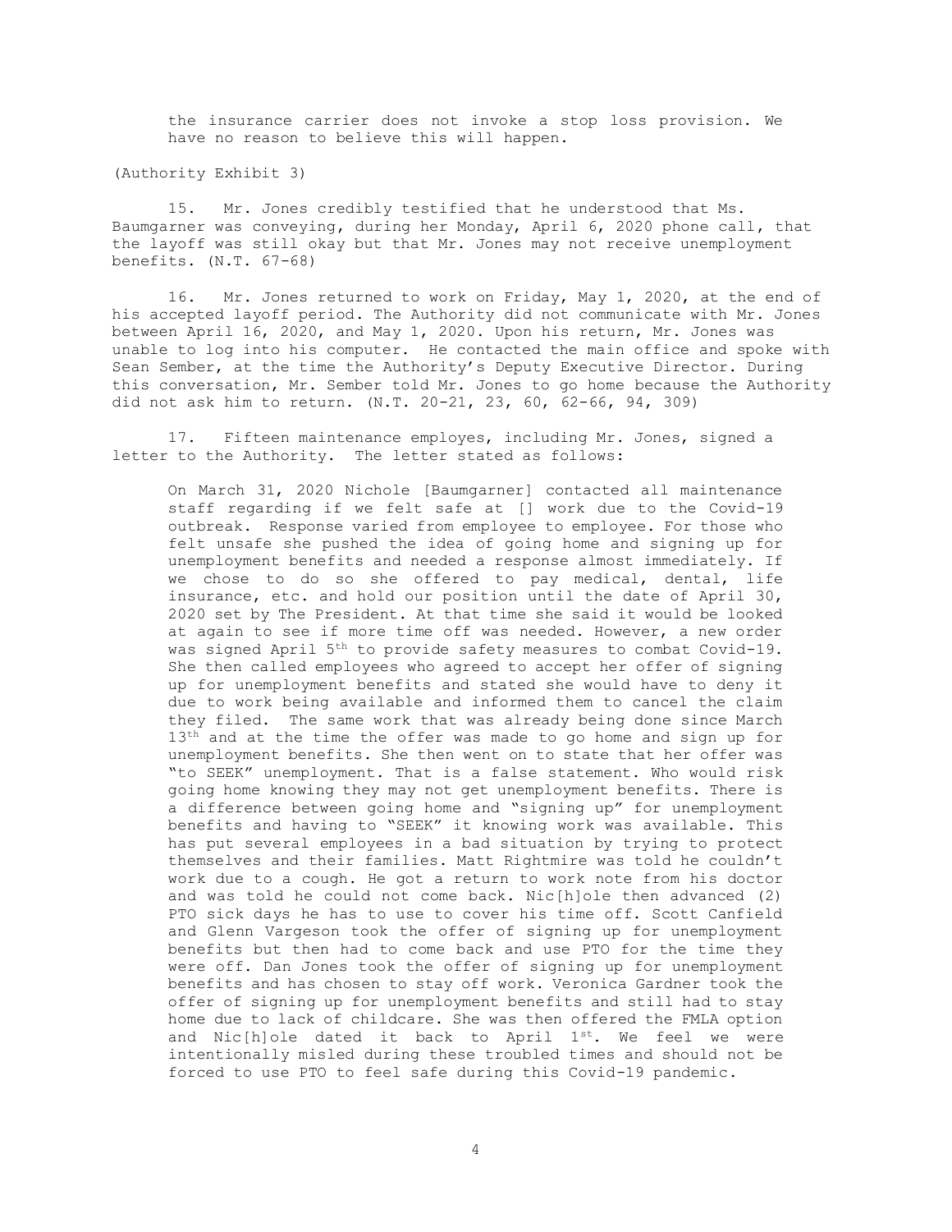the insurance carrier does not invoke a stop loss provision. We have no reason to believe this will happen.

(Authority Exhibit 3)

15. Mr. Jones credibly testified that he understood that Ms. Baumgarner was conveying, during her Monday, April 6, 2020 phone call, that the layoff was still okay but that Mr. Jones may not receive unemployment benefits. (N.T. 67-68)

16. Mr. Jones returned to work on Friday, May 1, 2020, at the end of his accepted layoff period. The Authority did not communicate with Mr. Jones between April 16, 2020, and May 1, 2020. Upon his return, Mr. Jones was unable to log into his computer. He contacted the main office and spoke with Sean Sember, at the time the Authority's Deputy Executive Director. During this conversation, Mr. Sember told Mr. Jones to go home because the Authority did not ask him to return. (N.T. 20-21, 23, 60, 62-66, 94, 309)

17. Fifteen maintenance employes, including Mr. Jones, signed a letter to the Authority. The letter stated as follows:

> On March 31, 2020 Nichole [Baumgarner] contacted all maintenance staff regarding if we felt safe at [] work due to the Covid-19 outbreak. Response varied from employee to employee. For those who felt unsafe she pushed the idea of going home and signing up for unemployment benefits and needed a response almost immediately. If we chose to do so she offered to pay medical, dental, life insurance, etc. and hold our position until the date of April 30, 2020 set by The President. At that time she said it would be looked at again to see if more time off was needed. However, a new order was signed April 5th to provide safety measures to combat Covid-19. She then called employees who agreed to accept her offer of signing up for unemployment benefits and stated she would have to deny it due to work being available and informed them to cancel the claim they filed. The same work that was already being done since March 13th and at the time the offer was made to go home and sign up for unemployment benefits. She then went on to state that her offer was "to SEEK" unemployment. That is a false statement. Who would risk going home knowing they may not get unemployment benefits. There is a difference between going home and "signing up" for unemployment benefits and having to "SEEK" it knowing work was available. This has put several employees in a bad situation by trying to protect themselves and their families. Matt Rightmire was told he couldn't work due to a cough. He got a return to work note from his doctor and was told he could not come back. Nic[h]ole then advanced (2) PTO sick days he has to use to cover his time off. Scott Canfield and Glenn Vargeson took the offer of signing up for unemployment benefits but then had to come back and use PTO for the time they were off. Dan Jones took the offer of signing up for unemployment benefits and has chosen to stay off work. Veronica Gardner took the offer of signing up for unemployment benefits and still had to stay home due to lack of childcare. She was then offered the FMLA option and Nic[h]ole dated it back to April 1st. We feel we were intentionally misled during these troubled times and should not be forced to use PTO to feel safe during this Covid-19 pandemic.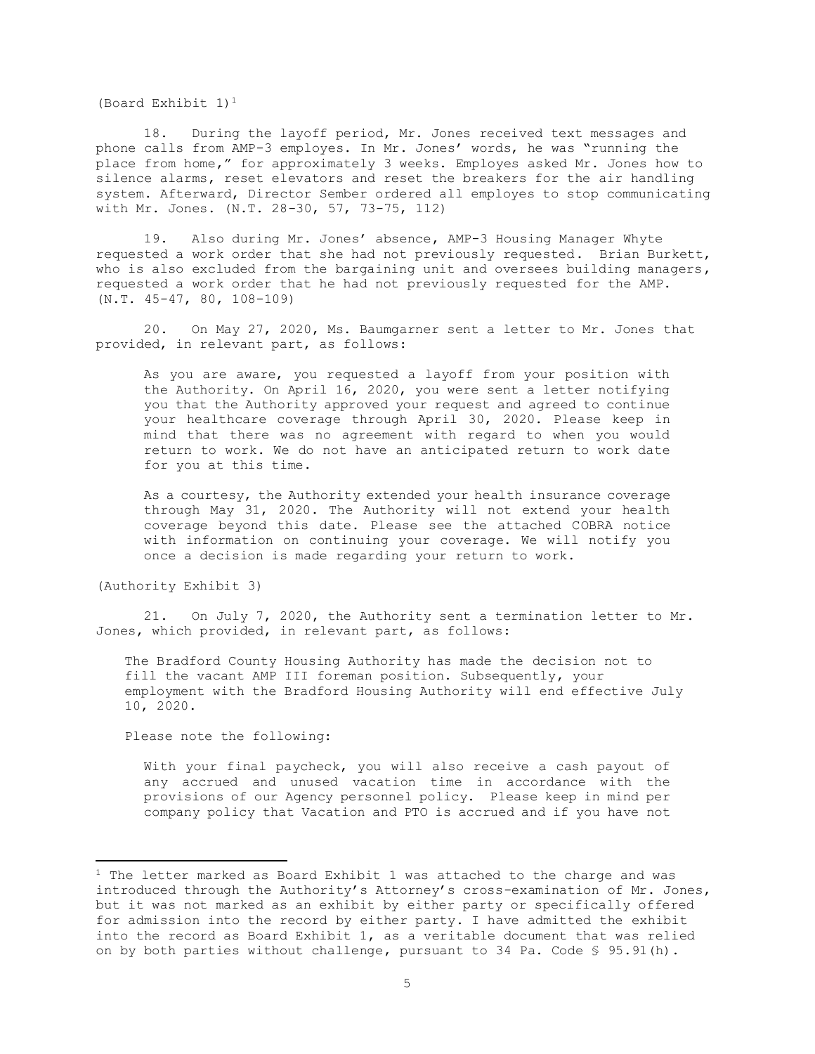(Board Exhibit 1)[1]

18. During the layoff period, Mr. Jones received text messages and phone calls from AMP-3 employes. In Mr. Jones' words, he was "running the place from home," for approximately 3 weeks. Employes asked Mr. Jones how to silence alarms, reset elevators and reset the breakers for the air handling system. Afterward, Director Sember ordered all employes to stop communicating with Mr. Jones. (N.T. 28-30, 57, 73-75, 112)

19. Also during Mr. Jones' absence, AMP-3 Housing Manager Whyte requested a work order that she had not previously requested. Brian Burkett, who is also excluded from the bargaining unit and oversees building managers, requested a work order that he had not previously requested for the AMP. (N.T. 45-47, 80, 108-109)

20. On May 27, 2020, Ms. Baumgarner sent a letter to Mr. Jones that provided, in relevant part, as follows:

> As you are aware, you requested a layoff from your position with the Authority. On April 16, 2020, you were sent a letter notifying you that the Authority approved your request and agreed to continue your healthcare coverage through April 30, 2020. Please keep in mind that there was no agreement with regard to when you would return to work. We do not have an anticipated return to work date for you at this time.
>
> As a courtesy, the Authority extended your health insurance coverage through May 31, 2020. The Authority will not extend your health coverage beyond this date. Please see the attached COBRA notice with information on continuing your coverage. We will notify you once a decision is made regarding your return to work.

(Authority Exhibit 3)

21. On July 7, 2020, the Authority sent a termination letter to Mr. Jones, which provided, in relevant part, as follows:

> The Bradford County Housing Authority has made the decision not to fill the vacant AMP III foreman position. Subsequently, your employment with the Bradford Housing Authority will end effective July 10, 2020.
>
> Please note the following:
>
> With your final paycheck, you will also receive a cash payout of any accrued and unused vacation time in accordance with the provisions of our Agency personnel policy. Please keep in mind per company policy that Vacation and PTO is accrued and if you have not

---

[1] The letter marked as Board Exhibit 1 was attached to the charge and was introduced through the Authority's Attorney's cross-examination of Mr. Jones, but it was not marked as an exhibit by either party or specifically offered for admission into the record by either party. I have admitted the exhibit into the record as Board Exhibit 1, as a veritable document that was relied on by both parties without challenge, pursuant to 34 Pa. Code § 95.91(h).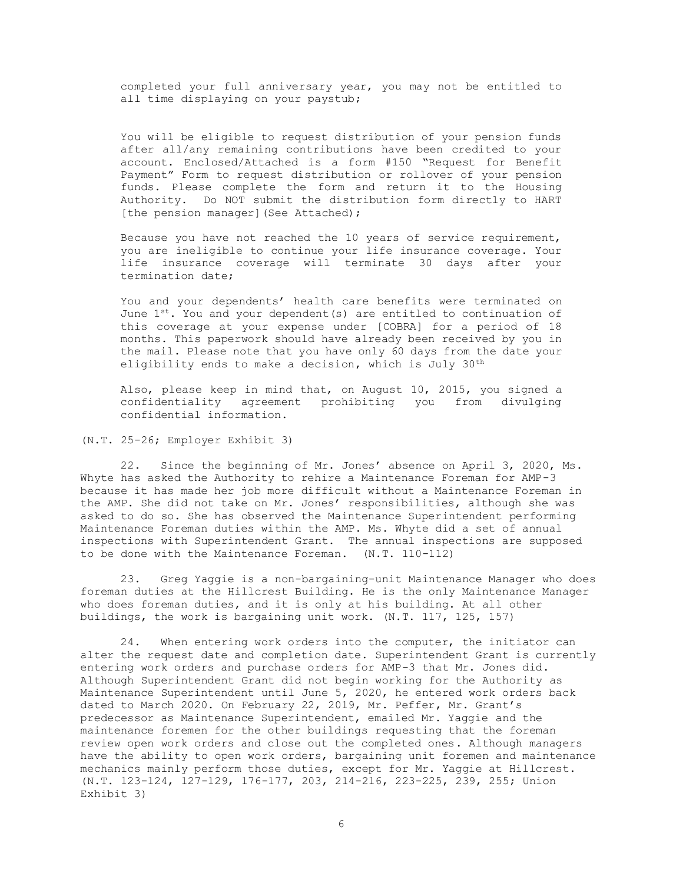completed your full anniversary year, you may not be entitled to all time displaying on your paystub;

You will be eligible to request distribution of your pension funds after all/any remaining contributions have been credited to your account. Enclosed/Attached is a form #150 "Request for Benefit Payment" Form to request distribution or rollover of your pension funds. Please complete the form and return it to the Housing Authority. Do NOT submit the distribution form directly to HART [the pension manager](See Attached);

Because you have not reached the 10 years of service requirement, you are ineligible to continue your life insurance coverage. Your life insurance coverage will terminate 30 days after your termination date;

You and your dependents' health care benefits were terminated on June 1st. You and your dependent(s) are entitled to continuation of this coverage at your expense under [COBRA] for a period of 18 months. This paperwork should have already been received by you in the mail. Please note that you have only 60 days from the date your eligibility ends to make a decision, which is July 30th

Also, please keep in mind that, on August 10, 2015, you signed a confidentiality agreement prohibiting you from divulging confidential information.

(N.T. 25-26; Employer Exhibit 3)

22. Since the beginning of Mr. Jones' absence on April 3, 2020, Ms. Whyte has asked the Authority to rehire a Maintenance Foreman for AMP-3 because it has made her job more difficult without a Maintenance Foreman in the AMP. She did not take on Mr. Jones' responsibilities, although she was asked to do so. She has observed the Maintenance Superintendent performing Maintenance Foreman duties within the AMP. Ms. Whyte did a set of annual inspections with Superintendent Grant. The annual inspections are supposed to be done with the Maintenance Foreman. (N.T. 110-112)

23. Greg Yaggie is a non-bargaining-unit Maintenance Manager who does foreman duties at the Hillcrest Building. He is the only Maintenance Manager who does foreman duties, and it is only at his building. At all other buildings, the work is bargaining unit work. (N.T. 117, 125, 157)

24. When entering work orders into the computer, the initiator can alter the request date and completion date. Superintendent Grant is currently entering work orders and purchase orders for AMP-3 that Mr. Jones did. Although Superintendent Grant did not begin working for the Authority as Maintenance Superintendent until June 5, 2020, he entered work orders back dated to March 2020. On February 22, 2019, Mr. Peffer, Mr. Grant's predecessor as Maintenance Superintendent, emailed Mr. Yaggie and the maintenance foremen for the other buildings requesting that the foreman review open work orders and close out the completed ones. Although managers have the ability to open work orders, bargaining unit foremen and maintenance mechanics mainly perform those duties, except for Mr. Yaggie at Hillcrest. (N.T. 123-124, 127-129, 176-177, 203, 214-216, 223-225, 239, 255; Union Exhibit 3)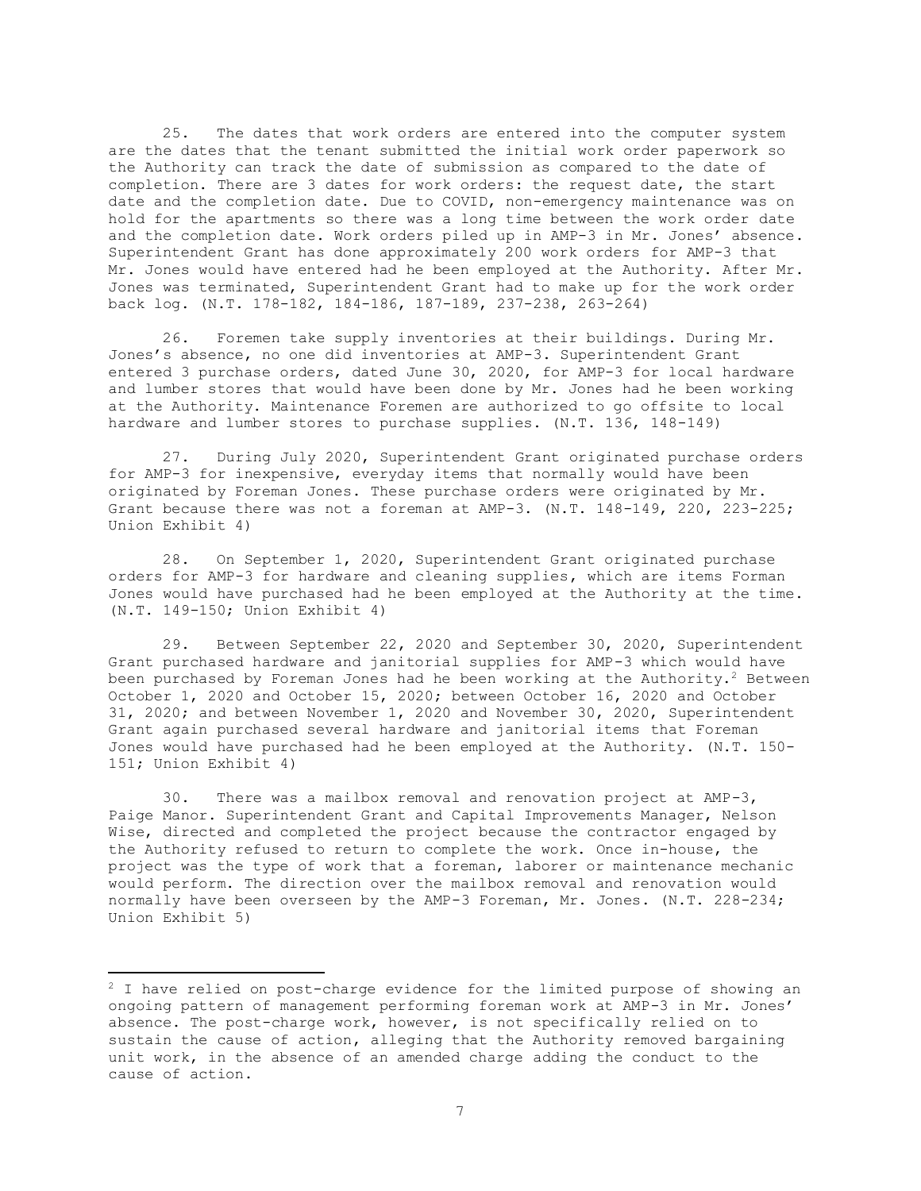25. The dates that work orders are entered into the computer system are the dates that the tenant submitted the initial work order paperwork so the Authority can track the date of submission as compared to the date of completion. There are 3 dates for work orders: the request date, the start date and the completion date. Due to COVID, non-emergency maintenance was on hold for the apartments so there was a long time between the work order date and the completion date. Work orders piled up in AMP-3 in Mr. Jones' absence. Superintendent Grant has done approximately 200 work orders for AMP-3 that Mr. Jones would have entered had he been employed at the Authority. After Mr. Jones was terminated, Superintendent Grant had to make up for the work order back log. (N.T. 178-182, 184-186, 187-189, 237-238, 263-264)

26. Foremen take supply inventories at their buildings. During Mr. Jones's absence, no one did inventories at AMP-3. Superintendent Grant entered 3 purchase orders, dated June 30, 2020, for AMP-3 for local hardware and lumber stores that would have been done by Mr. Jones had he been working at the Authority. Maintenance Foremen are authorized to go offsite to local hardware and lumber stores to purchase supplies. (N.T. 136, 148-149)

27. During July 2020, Superintendent Grant originated purchase orders for AMP-3 for inexpensive, everyday items that normally would have been originated by Foreman Jones. These purchase orders were originated by Mr. Grant because there was not a foreman at AMP-3. (N.T. 148-149, 220, 223-225; Union Exhibit 4)

28. On September 1, 2020, Superintendent Grant originated purchase orders for AMP-3 for hardware and cleaning supplies, which are items Forman Jones would have purchased had he been employed at the Authority at the time. (N.T. 149-150; Union Exhibit 4)

29. Between September 22, 2020 and September 30, 2020, Superintendent Grant purchased hardware and janitorial supplies for AMP-3 which would have been purchased by Foreman Jones had he been working at the Authority.[2] Between October 1, 2020 and October 15, 2020; between October 16, 2020 and October 31, 2020; and between November 1, 2020 and November 30, 2020, Superintendent Grant again purchased several hardware and janitorial items that Foreman Jones would have purchased had he been employed at the Authority. (N.T. 150-151; Union Exhibit 4)

30. There was a mailbox removal and renovation project at AMP-3, Paige Manor. Superintendent Grant and Capital Improvements Manager, Nelson Wise, directed and completed the project because the contractor engaged by the Authority refused to return to complete the work. Once in-house, the project was the type of work that a foreman, laborer or maintenance mechanic would perform. The direction over the mailbox removal and renovation would normally have been overseen by the AMP-3 Foreman, Mr. Jones. (N.T. 228-234; Union Exhibit 5)

---

[2] I have relied on post-charge evidence for the limited purpose of showing an ongoing pattern of management performing foreman work at AMP-3 in Mr. Jones' absence. The post-charge work, however, is not specifically relied on to sustain the cause of action, alleging that the Authority removed bargaining unit work, in the absence of an amended charge adding the conduct to the cause of action.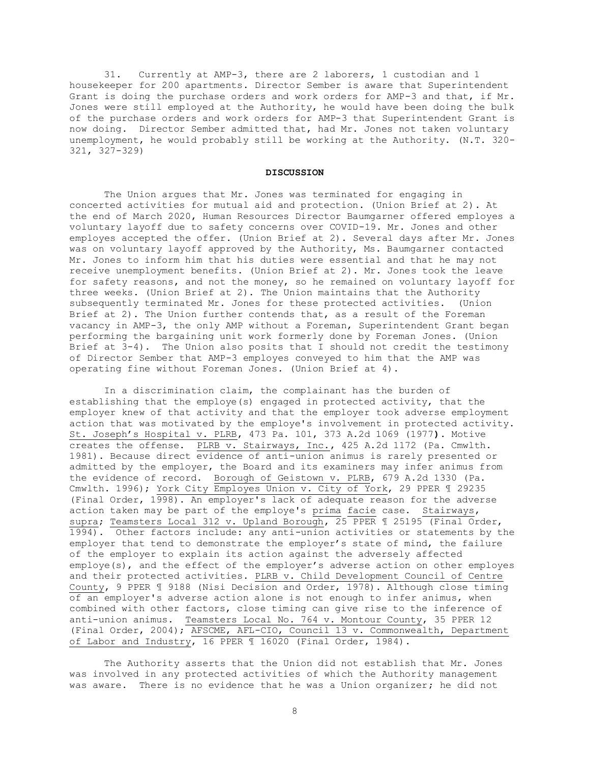31. Currently at AMP-3, there are 2 laborers, 1 custodian and 1 housekeeper for 200 apartments. Director Sember is aware that Superintendent Grant is doing the purchase orders and work orders for AMP-3 and that, if Mr. Jones were still employed at the Authority, he would have been doing the bulk of the purchase orders and work orders for AMP-3 that Superintendent Grant is now doing. Director Sember admitted that, had Mr. Jones not taken voluntary unemployment, he would probably still be working at the Authority. (N.T. 320-321, 327-329)

## DISCUSSION

The Union argues that Mr. Jones was terminated for engaging in concerted activities for mutual aid and protection. (Union Brief at 2). At the end of March 2020, Human Resources Director Baumgarner offered employes a voluntary layoff due to safety concerns over COVID-19. Mr. Jones and other employes accepted the offer. (Union Brief at 2). Several days after Mr. Jones was on voluntary layoff approved by the Authority, Ms. Baumgarner contacted Mr. Jones to inform him that his duties were essential and that he may not receive unemployment benefits. (Union Brief at 2). Mr. Jones took the leave for safety reasons, and not the money, so he remained on voluntary layoff for three weeks. (Union Brief at 2). The Union maintains that the Authority subsequently terminated Mr. Jones for these protected activities. (Union Brief at 2). The Union further contends that, as a result of the Foreman vacancy in AMP-3, the only AMP without a Foreman, Superintendent Grant began performing the bargaining unit work formerly done by Foreman Jones. (Union Brief at 3-4). The Union also posits that I should not credit the testimony of Director Sember that AMP-3 employes conveyed to him that the AMP was operating fine without Foreman Jones. (Union Brief at 4).

In a discrimination claim, the complainant has the burden of establishing that the employe(s) engaged in protected activity, that the employer knew of that activity and that the employer took adverse employment action that was motivated by the employe's involvement in protected activity. St. Joseph's Hospital v. PLRB, 473 Pa. 101, 373 A.2d 1069 (1977). Motive creates the offense. PLRB v. Stairways, Inc., 425 A.2d 1172 (Pa. Cmwlth. 1981). Because direct evidence of anti-union animus is rarely presented or admitted by the employer, the Board and its examiners may infer animus from the evidence of record. Borough of Geistown v. PLRB, 679 A.2d 1330 (Pa. Cmwlth. 1996); York City Employes Union v. City of York, 29 PPER ¶ 29235 (Final Order, 1998). An employer's lack of adequate reason for the adverse action taken may be part of the employe's prima facie case. Stairways, supra; Teamsters Local 312 v. Upland Borough, 25 PPER ¶ 25195 (Final Order, 1994). Other factors include: any anti-union activities or statements by the employer that tend to demonstrate the employer's state of mind, the failure of the employer to explain its action against the adversely affected employe(s), and the effect of the employer's adverse action on other employes and their protected activities. PLRB v. Child Development Council of Centre County, 9 PPER ¶ 9188 (Nisi Decision and Order, 1978). Although close timing of an employer's adverse action alone is not enough to infer animus, when combined with other factors, close timing can give rise to the inference of anti-union animus. Teamsters Local No. 764 v. Montour County, 35 PPER 12 (Final Order, 2004); AFSCME, AFL-CIO, Council 13 v. Commonwealth, Department of Labor and Industry, 16 PPER ¶ 16020 (Final Order, 1984).

The Authority asserts that the Union did not establish that Mr. Jones was involved in any protected activities of which the Authority management was aware. There is no evidence that he was a Union organizer; he did not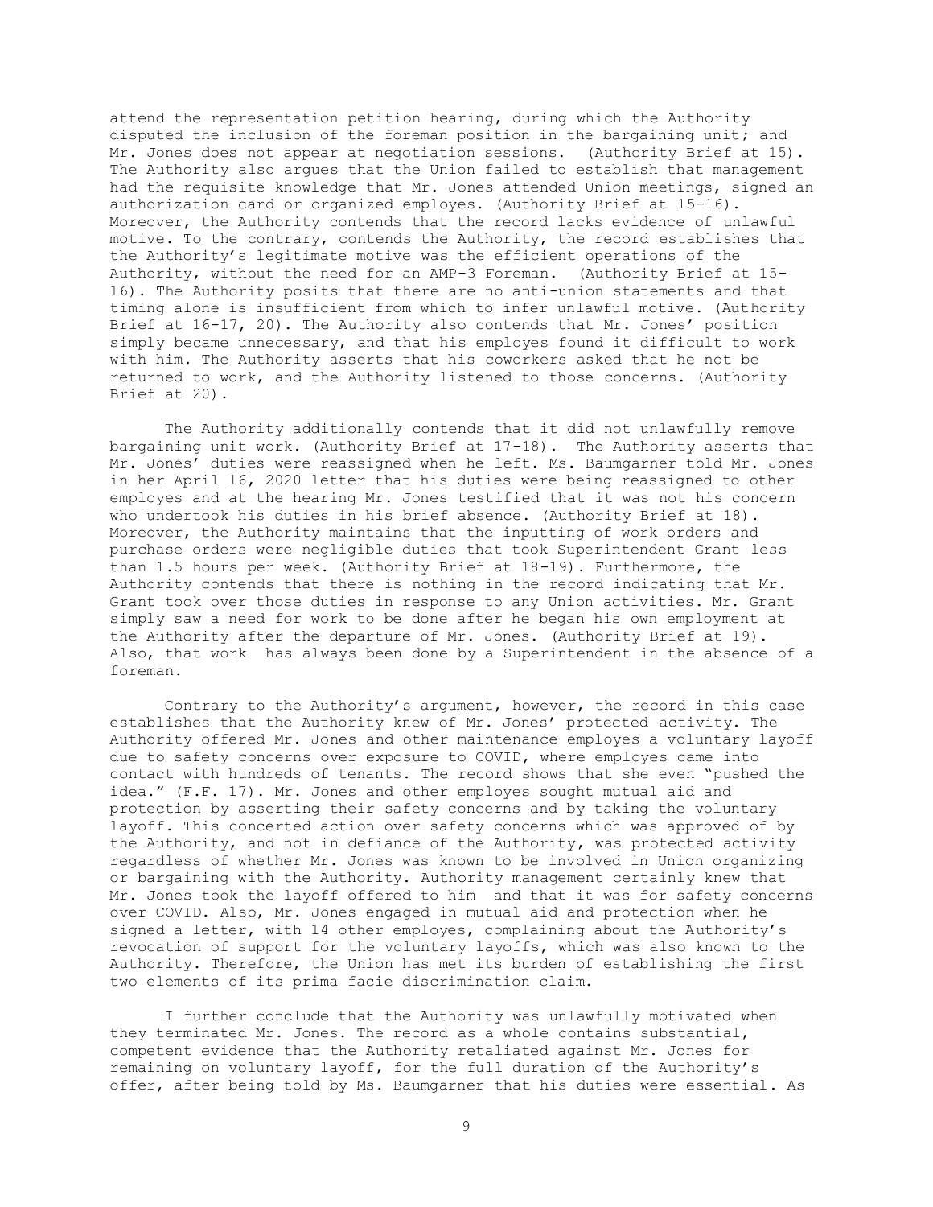attend the representation petition hearing, during which the Authority disputed the inclusion of the foreman position in the bargaining unit; and Mr. Jones does not appear at negotiation sessions. (Authority Brief at 15). The Authority also argues that the Union failed to establish that management had the requisite knowledge that Mr. Jones attended Union meetings, signed an authorization card or organized employes. (Authority Brief at 15-16). Moreover, the Authority contends that the record lacks evidence of unlawful motive. To the contrary, contends the Authority, the record establishes that the Authority's legitimate motive was the efficient operations of the Authority, without the need for an AMP-3 Foreman. (Authority Brief at 15-16). The Authority posits that there are no anti-union statements and that timing alone is insufficient from which to infer unlawful motive. (Authority Brief at 16-17, 20). The Authority also contends that Mr. Jones' position simply became unnecessary, and that his employes found it difficult to work with him. The Authority asserts that his coworkers asked that he not be returned to work, and the Authority listened to those concerns. (Authority Brief at 20).

The Authority additionally contends that it did not unlawfully remove bargaining unit work. (Authority Brief at 17-18). The Authority asserts that Mr. Jones' duties were reassigned when he left. Ms. Baumgarner told Mr. Jones in her April 16, 2020 letter that his duties were being reassigned to other employes and at the hearing Mr. Jones testified that it was not his concern who undertook his duties in his brief absence. (Authority Brief at 18). Moreover, the Authority maintains that the inputting of work orders and purchase orders were negligible duties that took Superintendent Grant less than 1.5 hours per week. (Authority Brief at 18-19). Furthermore, the Authority contends that there is nothing in the record indicating that Mr. Grant took over those duties in response to any Union activities. Mr. Grant simply saw a need for work to be done after he began his own employment at the Authority after the departure of Mr. Jones. (Authority Brief at 19). Also, that work has always been done by a Superintendent in the absence of a foreman.

Contrary to the Authority's argument, however, the record in this case establishes that the Authority knew of Mr. Jones' protected activity. The Authority offered Mr. Jones and other maintenance employes a voluntary layoff due to safety concerns over exposure to COVID, where employes came into contact with hundreds of tenants. The record shows that she even "pushed the idea." (F.F. 17). Mr. Jones and other employes sought mutual aid and protection by asserting their safety concerns and by taking the voluntary layoff. This concerted action over safety concerns which was approved of by the Authority, and not in defiance of the Authority, was protected activity regardless of whether Mr. Jones was known to be involved in Union organizing or bargaining with the Authority. Authority management certainly knew that Mr. Jones took the layoff offered to him and that it was for safety concerns over COVID. Also, Mr. Jones engaged in mutual aid and protection when he signed a letter, with 14 other employes, complaining about the Authority's revocation of support for the voluntary layoffs, which was also known to the Authority. Therefore, the Union has met its burden of establishing the first two elements of its prima facie discrimination claim.

I further conclude that the Authority was unlawfully motivated when they terminated Mr. Jones. The record as a whole contains substantial, competent evidence that the Authority retaliated against Mr. Jones for remaining on voluntary layoff, for the full duration of the Authority's offer, after being told by Ms. Baumgarner that his duties were essential. As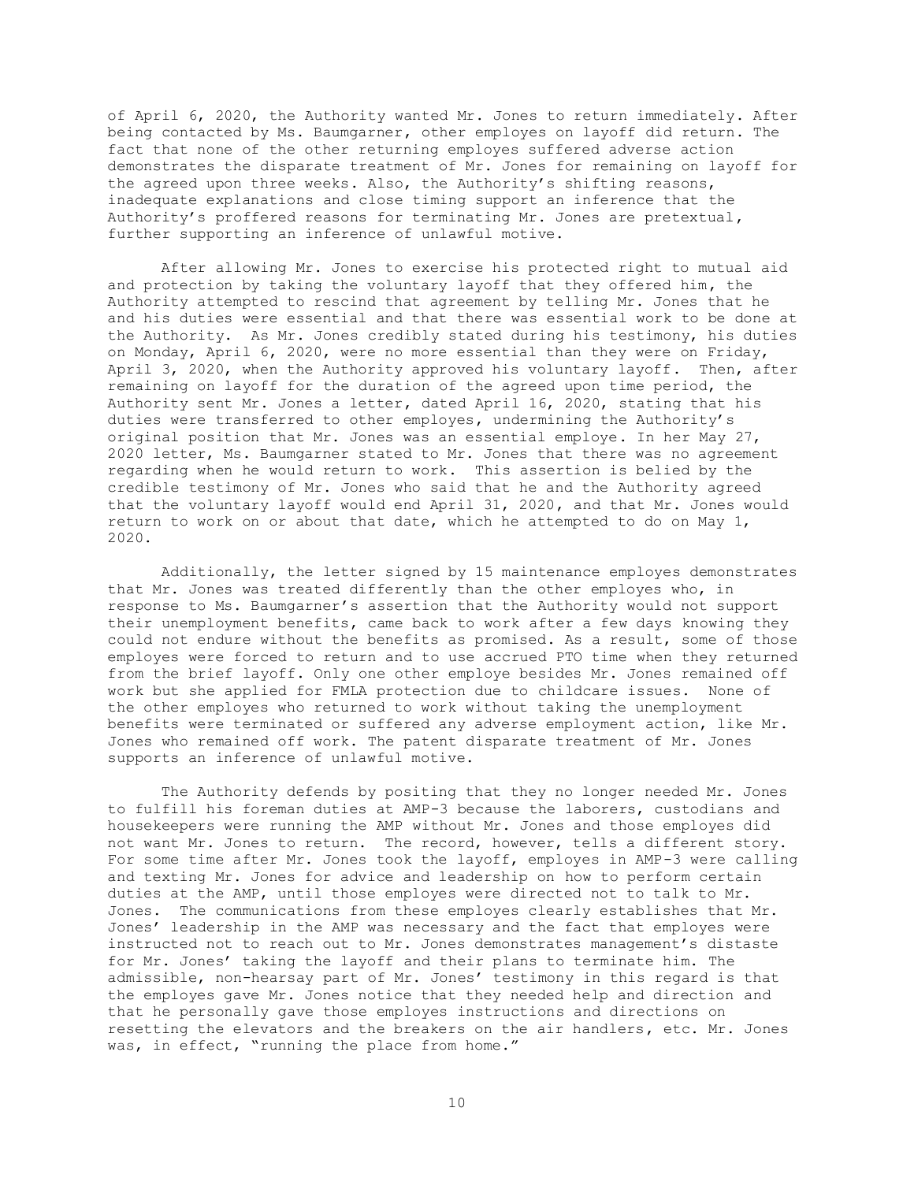of April 6, 2020, the Authority wanted Mr. Jones to return immediately. After being contacted by Ms. Baumgarner, other employes on layoff did return. The fact that none of the other returning employes suffered adverse action demonstrates the disparate treatment of Mr. Jones for remaining on layoff for the agreed upon three weeks. Also, the Authority's shifting reasons, inadequate explanations and close timing support an inference that the Authority's proffered reasons for terminating Mr. Jones are pretextual, further supporting an inference of unlawful motive.

After allowing Mr. Jones to exercise his protected right to mutual aid and protection by taking the voluntary layoff that they offered him, the Authority attempted to rescind that agreement by telling Mr. Jones that he and his duties were essential and that there was essential work to be done at the Authority. As Mr. Jones credibly stated during his testimony, his duties on Monday, April 6, 2020, were no more essential than they were on Friday, April 3, 2020, when the Authority approved his voluntary layoff. Then, after remaining on layoff for the duration of the agreed upon time period, the Authority sent Mr. Jones a letter, dated April 16, 2020, stating that his duties were transferred to other employes, undermining the Authority's original position that Mr. Jones was an essential employe. In her May 27, 2020 letter, Ms. Baumgarner stated to Mr. Jones that there was no agreement regarding when he would return to work. This assertion is belied by the credible testimony of Mr. Jones who said that he and the Authority agreed that the voluntary layoff would end April 31, 2020, and that Mr. Jones would return to work on or about that date, which he attempted to do on May 1, 2020.

Additionally, the letter signed by 15 maintenance employes demonstrates that Mr. Jones was treated differently than the other employes who, in response to Ms. Baumgarner's assertion that the Authority would not support their unemployment benefits, came back to work after a few days knowing they could not endure without the benefits as promised. As a result, some of those employes were forced to return and to use accrued PTO time when they returned from the brief layoff. Only one other employe besides Mr. Jones remained off work but she applied for FMLA protection due to childcare issues. None of the other employes who returned to work without taking the unemployment benefits were terminated or suffered any adverse employment action, like Mr. Jones who remained off work. The patent disparate treatment of Mr. Jones supports an inference of unlawful motive.

The Authority defends by positing that they no longer needed Mr. Jones to fulfill his foreman duties at AMP-3 because the laborers, custodians and housekeepers were running the AMP without Mr. Jones and those employes did not want Mr. Jones to return. The record, however, tells a different story. For some time after Mr. Jones took the layoff, employes in AMP-3 were calling and texting Mr. Jones for advice and leadership on how to perform certain duties at the AMP, until those employes were directed not to talk to Mr. Jones. The communications from these employes clearly establishes that Mr. Jones' leadership in the AMP was necessary and the fact that employes were instructed not to reach out to Mr. Jones demonstrates management's distaste for Mr. Jones' taking the layoff and their plans to terminate him. The admissible, non-hearsay part of Mr. Jones' testimony in this regard is that the employes gave Mr. Jones notice that they needed help and direction and that he personally gave those employes instructions and directions on resetting the elevators and the breakers on the air handlers, etc. Mr. Jones was, in effect, "running the place from home."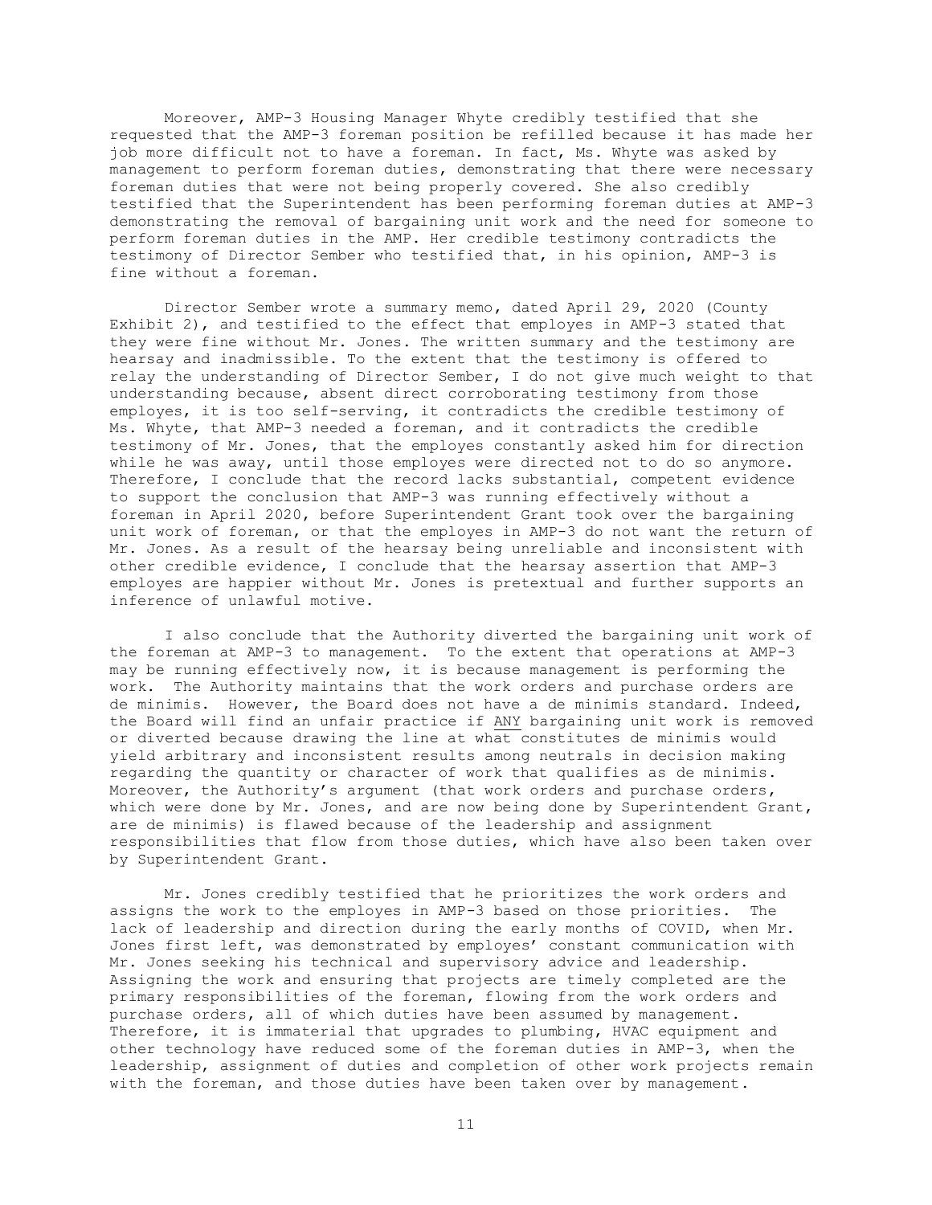Moreover, AMP-3 Housing Manager Whyte credibly testified that she requested that the AMP-3 foreman position be refilled because it has made her job more difficult not to have a foreman. In fact, Ms. Whyte was asked by management to perform foreman duties, demonstrating that there were necessary foreman duties that were not being properly covered. She also credibly testified that the Superintendent has been performing foreman duties at AMP-3 demonstrating the removal of bargaining unit work and the need for someone to perform foreman duties in the AMP. Her credible testimony contradicts the testimony of Director Sember who testified that, in his opinion, AMP-3 is fine without a foreman.

Director Sember wrote a summary memo, dated April 29, 2020 (County Exhibit 2), and testified to the effect that employes in AMP-3 stated that they were fine without Mr. Jones. The written summary and the testimony are hearsay and inadmissible. To the extent that the testimony is offered to relay the understanding of Director Sember, I do not give much weight to that understanding because, absent direct corroborating testimony from those employes, it is too self-serving, it contradicts the credible testimony of Ms. Whyte, that AMP-3 needed a foreman, and it contradicts the credible testimony of Mr. Jones, that the employes constantly asked him for direction while he was away, until those employes were directed not to do so anymore. Therefore, I conclude that the record lacks substantial, competent evidence to support the conclusion that AMP-3 was running effectively without a foreman in April 2020, before Superintendent Grant took over the bargaining unit work of foreman, or that the employes in AMP-3 do not want the return of Mr. Jones. As a result of the hearsay being unreliable and inconsistent with other credible evidence, I conclude that the hearsay assertion that AMP-3 employes are happier without Mr. Jones is pretextual and further supports an inference of unlawful motive.

I also conclude that the Authority diverted the bargaining unit work of the foreman at AMP-3 to management. To the extent that operations at AMP-3 may be running effectively now, it is because management is performing the work. The Authority maintains that the work orders and purchase orders are de minimis. However, the Board does not have a de minimis standard. Indeed, the Board will find an unfair practice if <u>ANY</u> bargaining unit work is removed or diverted because drawing the line at what constitutes de minimis would yield arbitrary and inconsistent results among neutrals in decision making regarding the quantity or character of work that qualifies as de minimis. Moreover, the Authority's argument (that work orders and purchase orders, which were done by Mr. Jones, and are now being done by Superintendent Grant, are de minimis) is flawed because of the leadership and assignment responsibilities that flow from those duties, which have also been taken over by Superintendent Grant.

Mr. Jones credibly testified that he prioritizes the work orders and assigns the work to the employes in AMP-3 based on those priorities. The lack of leadership and direction during the early months of COVID, when Mr. Jones first left, was demonstrated by employes' constant communication with Mr. Jones seeking his technical and supervisory advice and leadership. Assigning the work and ensuring that projects are timely completed are the primary responsibilities of the foreman, flowing from the work orders and purchase orders, all of which duties have been assumed by management. Therefore, it is immaterial that upgrades to plumbing, HVAC equipment and other technology have reduced some of the foreman duties in AMP-3, when the leadership, assignment of duties and completion of other work projects remain with the foreman, and those duties have been taken over by management.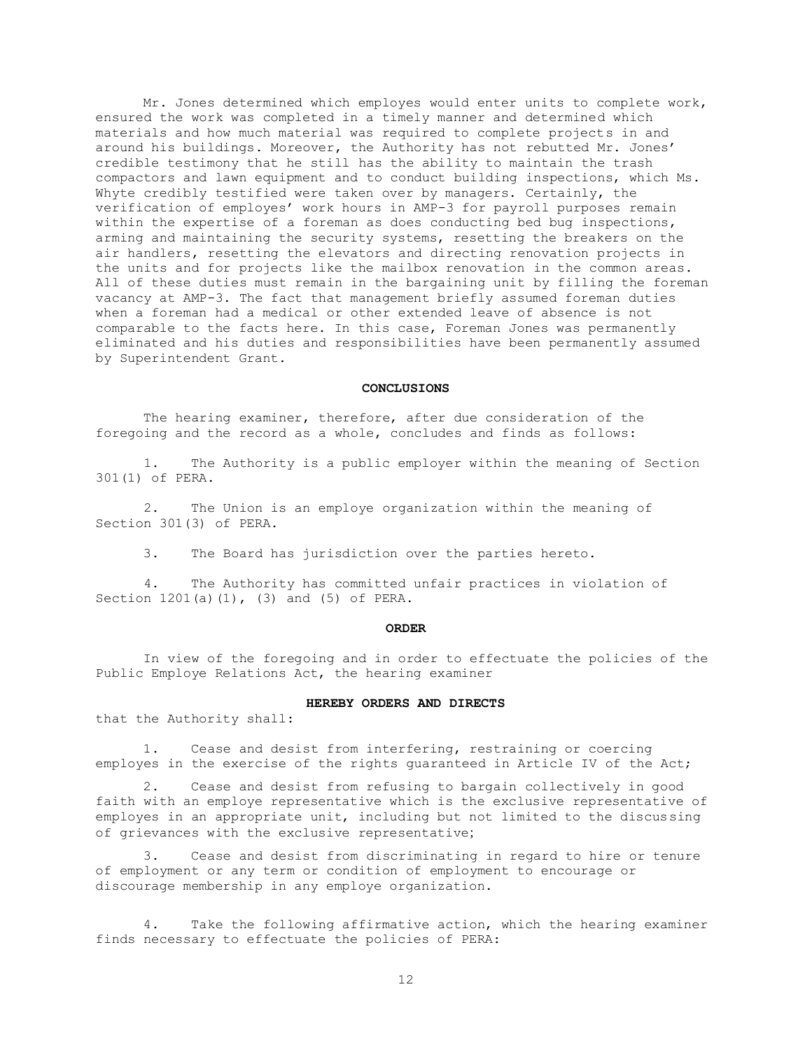Mr. Jones determined which employes would enter units to complete work, ensured the work was completed in a timely manner and determined which materials and how much material was required to complete projects in and around his buildings. Moreover, the Authority has not rebutted Mr. Jones' credible testimony that he still has the ability to maintain the trash compactors and lawn equipment and to conduct building inspections, which Ms. Whyte credibly testified were taken over by managers. Certainly, the verification of employes' work hours in AMP-3 for payroll purposes remain within the expertise of a foreman as does conducting bed bug inspections, arming and maintaining the security systems, resetting the breakers on the air handlers, resetting the elevators and directing renovation projects in the units and for projects like the mailbox renovation in the common areas. All of these duties must remain in the bargaining unit by filling the foreman vacancy at AMP-3. The fact that management briefly assumed foreman duties when a foreman had a medical or other extended leave of absence is not comparable to the facts here. In this case, Foreman Jones was permanently eliminated and his duties and responsibilities have been permanently assumed by Superintendent Grant.

**CONCLUSIONS**

The hearing examiner, therefore, after due consideration of the foregoing and the record as a whole, concludes and finds as follows:

1. The Authority is a public employer within the meaning of Section 301(1) of PERA.

2. The Union is an employe organization within the meaning of Section 301(3) of PERA.

3. The Board has jurisdiction over the parties hereto.

4. The Authority has committed unfair practices in violation of Section 1201(a)(1), (3) and (5) of PERA.

**ORDER**

In view of the foregoing and in order to effectuate the policies of the Public Employe Relations Act, the hearing examiner

**HEREBY ORDERS AND DIRECTS**

that the Authority shall:

1. Cease and desist from interfering, restraining or coercing employes in the exercise of the rights guaranteed in Article IV of the Act;

2. Cease and desist from refusing to bargain collectively in good faith with an employe representative which is the exclusive representative of employes in an appropriate unit, including but not limited to the discussing of grievances with the exclusive representative;

3. Cease and desist from discriminating in regard to hire or tenure of employment or any term or condition of employment to encourage or discourage membership in any employe organization.

4. Take the following affirmative action, which the hearing examiner finds necessary to effectuate the policies of PERA: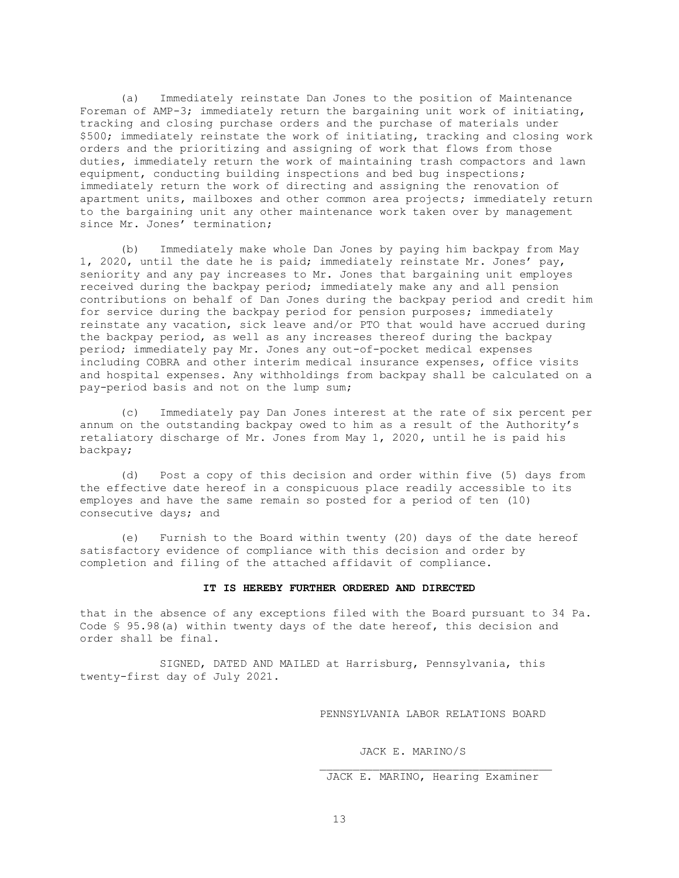(a) Immediately reinstate Dan Jones to the position of Maintenance Foreman of AMP-3; immediately return the bargaining unit work of initiating, tracking and closing purchase orders and the purchase of materials under $500; immediately reinstate the work of initiating, tracking and closing work orders and the prioritizing and assigning of work that flows from those duties, immediately return the work of maintaining trash compactors and lawn equipment, conducting building inspections and bed bug inspections; immediately return the work of directing and assigning the renovation of apartment units, mailboxes and other common area projects; immediately return to the bargaining unit any other maintenance work taken over by management since Mr. Jones' termination;

(b) Immediately make whole Dan Jones by paying him backpay from May 1, 2020, until the date he is paid; immediately reinstate Mr. Jones' pay, seniority and any pay increases to Mr. Jones that bargaining unit employes received during the backpay period; immediately make any and all pension contributions on behalf of Dan Jones during the backpay period and credit him for service during the backpay period for pension purposes; immediately reinstate any vacation, sick leave and/or PTO that would have accrued during the backpay period, as well as any increases thereof during the backpay period; immediately pay Mr. Jones any out-of-pocket medical expenses including COBRA and other interim medical insurance expenses, office visits and hospital expenses. Any withholdings from backpay shall be calculated on a pay-period basis and not on the lump sum;

(c) Immediately pay Dan Jones interest at the rate of six percent per annum on the outstanding backpay owed to him as a result of the Authority's retaliatory discharge of Mr. Jones from May 1, 2020, until he is paid his backpay;

(d) Post a copy of this decision and order within five (5) days from the effective date hereof in a conspicuous place readily accessible to its employes and have the same remain so posted for a period of ten (10) consecutive days; and

(e) Furnish to the Board within twenty (20) days of the date hereof satisfactory evidence of compliance with this decision and order by completion and filing of the attached affidavit of compliance.

**IT IS HEREBY FURTHER ORDERED AND DIRECTED**

that in the absence of any exceptions filed with the Board pursuant to 34 Pa. Code § 95.98(a) within twenty days of the date hereof, this decision and order shall be final.

SIGNED, DATED AND MAILED at Harrisburg, Pennsylvania, this twenty-first day of July 2021.

PENNSYLVANIA LABOR RELATIONS BOARD

JACK E. MARINO/S

JACK E. MARINO, Hearing Examiner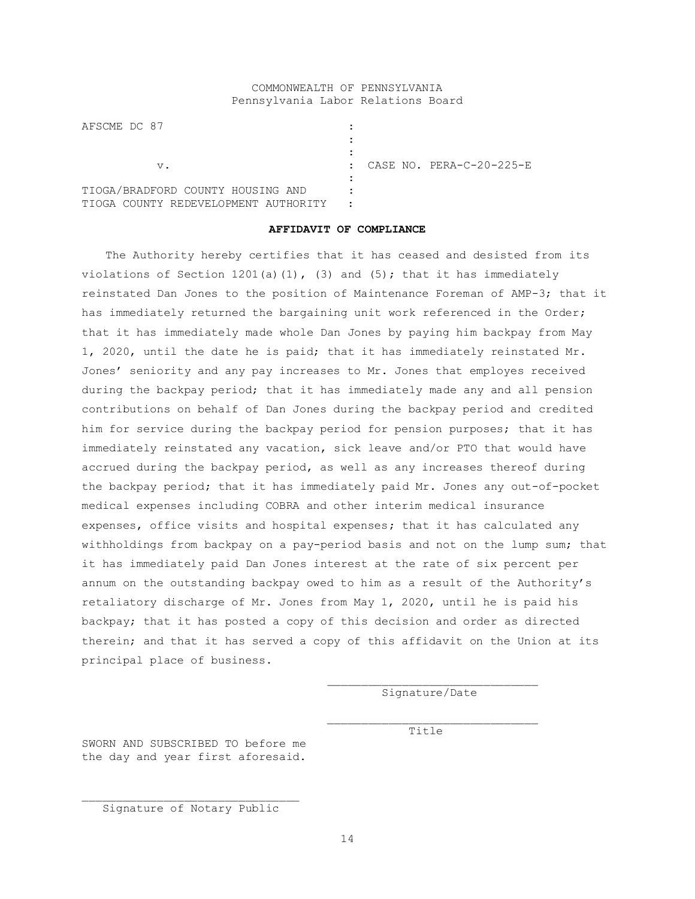COMMONWEALTH OF PENNSYLVANIA
Pennsylvania Labor Relations Board

| | | |
|---|---|---|
| AFSCME DC 87 | : | |
| | : | |
| | : | |
| v. | : | CASE NO. PERA-C-20-225-E |
| | : | |
| TIOGA/BRADFORD COUNTY HOUSING AND | : | |
| TIOGA COUNTY REDEVELOPMENT AUTHORITY | : | |

**AFFIDAVIT OF COMPLIANCE**

The Authority hereby certifies that it has ceased and desisted from its violations of Section 1201(a)(1), (3) and (5); that it has immediately reinstated Dan Jones to the position of Maintenance Foreman of AMP-3; that it has immediately returned the bargaining unit work referenced in the Order; that it has immediately made whole Dan Jones by paying him backpay from May 1, 2020, until the date he is paid; that it has immediately reinstated Mr. Jones' seniority and any pay increases to Mr. Jones that employes received during the backpay period; that it has immediately made any and all pension contributions on behalf of Dan Jones during the backpay period and credited him for service during the backpay period for pension purposes; that it has immediately reinstated any vacation, sick leave and/or PTO that would have accrued during the backpay period, as well as any increases thereof during the backpay period; that it has immediately paid Mr. Jones any out-of-pocket medical expenses including COBRA and other interim medical insurance expenses, office visits and hospital expenses; that it has calculated any withholdings from backpay on a pay-period basis and not on the lump sum; that it has immediately paid Dan Jones interest at the rate of six percent per annum on the outstanding backpay owed to him as a result of the Authority's retaliatory discharge of Mr. Jones from May 1, 2020, until he is paid his backpay; that it has posted a copy of this decision and order as directed therein; and that it has served a copy of this affidavit on the Union at its principal place of business.

\_\_\_\_\_\_\_\_\_\_\_\_\_\_\_\_\_\_\_\_\_\_\_\_\_\_\_\_\_\_
Signature/Date

\_\_\_\_\_\_\_\_\_\_\_\_\_\_\_\_\_\_\_\_\_\_\_\_\_\_\_\_\_\_
Title

SWORN AND SUBSCRIBED TO before me
the day and year first aforesaid.

\_\_\_\_\_\_\_\_\_\_\_\_\_\_\_\_\_\_\_\_\_\_\_\_\_\_\_\_\_\_
Signature of Notary Public